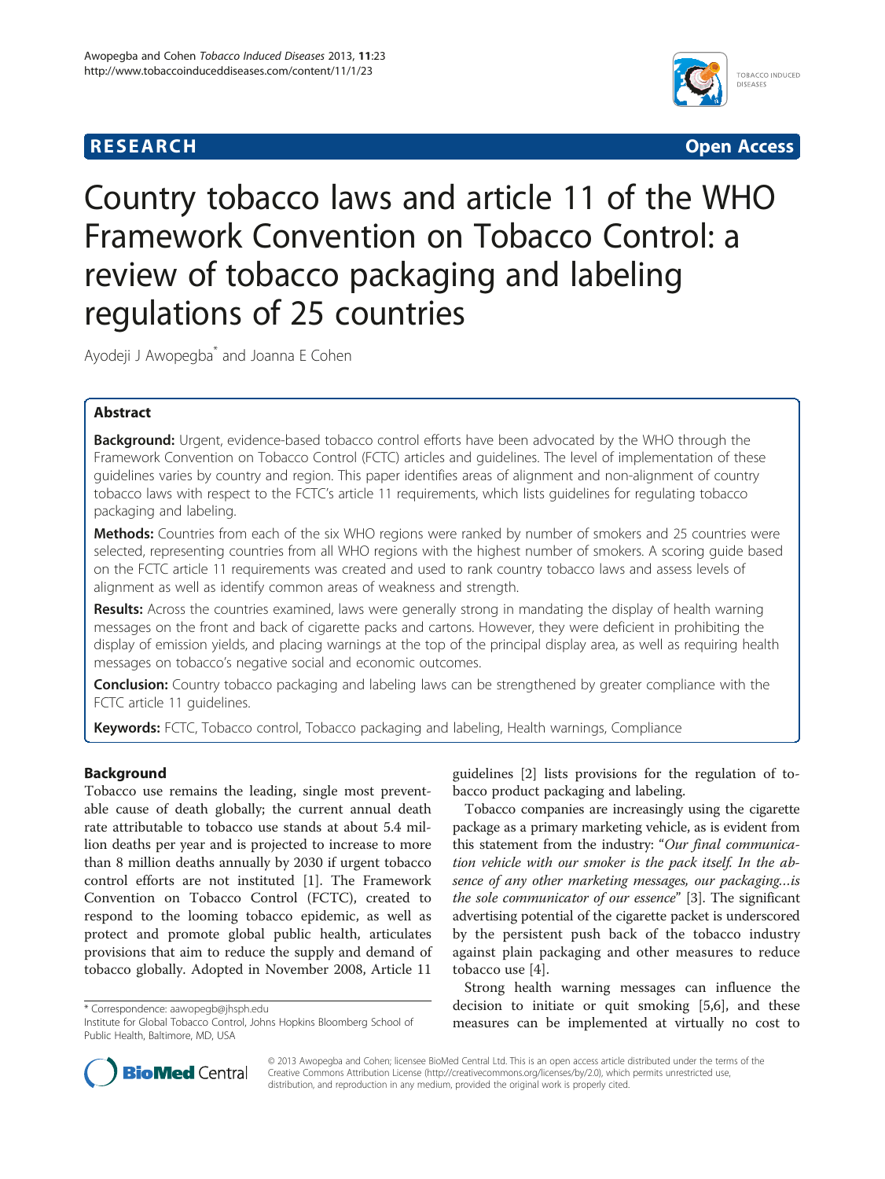**RESEARCH** **Open Access**

# Country tobacco laws and article 11 of the WHO Framework Convention on Tobacco Control: a review of tobacco packaging and labeling regulations of 25 countries

Ayodeji J Awopegba* and Joanna E Cohen

## Abstract

**Background:** Urgent, evidence-based tobacco control efforts have been advocated by the WHO through the Framework Convention on Tobacco Control (FCTC) articles and guidelines. The level of implementation of these guidelines varies by country and region. This paper identifies areas of alignment and non-alignment of country tobacco laws with respect to the FCTC's article 11 requirements, which lists guidelines for regulating tobacco packaging and labeling.

**Methods:** Countries from each of the six WHO regions were ranked by number of smokers and 25 countries were selected, representing countries from all WHO regions with the highest number of smokers. A scoring guide based on the FCTC article 11 requirements was created and used to rank country tobacco laws and assess levels of alignment as well as identify common areas of weakness and strength.

**Results:** Across the countries examined, laws were generally strong in mandating the display of health warning messages on the front and back of cigarette packs and cartons. However, they were deficient in prohibiting the display of emission yields, and placing warnings at the top of the principal display area, as well as requiring health messages on tobacco's negative social and economic outcomes.

**Conclusion:** Country tobacco packaging and labeling laws can be strengthened by greater compliance with the FCTC article 11 guidelines.

**Keywords:** FCTC, Tobacco control, Tobacco packaging and labeling, Health warnings, Compliance

## Background

Tobacco use remains the leading, single most preventable cause of death globally; the current annual death rate attributable to tobacco use stands at about 5.4 million deaths per year and is projected to increase to more than 8 million deaths annually by 2030 if urgent tobacco control efforts are not instituted [1]. The Framework Convention on Tobacco Control (FCTC), created to respond to the looming tobacco epidemic, as well as protect and promote global public health, articulates provisions that aim to reduce the supply and demand of tobacco globally. Adopted in November 2008, Article 11 guidelines [2] lists provisions for the regulation of tobacco product packaging and labeling.

Tobacco companies are increasingly using the cigarette package as a primary marketing vehicle, as is evident from this statement from the industry: "*Our final communication vehicle with our smoker is the pack itself. In the absence of any other marketing messages, our packaging…is the sole communicator of our essence*" [3]. The significant advertising potential of the cigarette packet is underscored by the persistent push back of the tobacco industry against plain packaging and other measures to reduce tobacco use [4].

Strong health warning messages can influence the decision to initiate or quit smoking [5,6], and these measures can be implemented at virtually no cost to

* Correspondence: aawopegb@jhsph.edu
Institute for Global Tobacco Control, Johns Hopkins Bloomberg School of Public Health, Baltimore, MD, USA

© 2013 Awopegba and Cohen; licensee BioMed Central Ltd. This is an open access article distributed under the terms of the Creative Commons Attribution License (http://creativecommons.org/licenses/by/2.0), which permits unrestricted use, distribution, and reproduction in any medium, provided the original work is properly cited.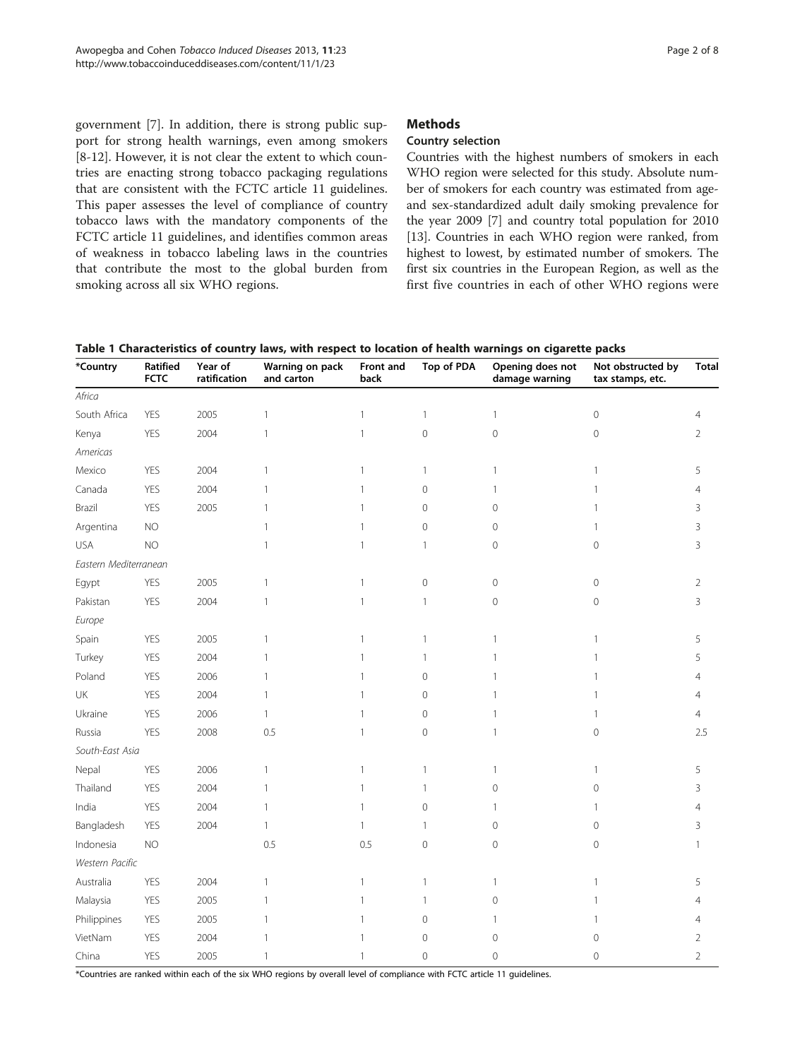government [7]. In addition, there is strong public support for strong health warnings, even among smokers [8-12]. However, it is not clear the extent to which countries are enacting strong tobacco packaging regulations that are consistent with the FCTC article 11 guidelines. This paper assesses the level of compliance of country tobacco laws with the mandatory components of the FCTC article 11 guidelines, and identifies common areas of weakness in tobacco labeling laws in the countries that contribute the most to the global burden from smoking across all six WHO regions.

## Methods

### Country selection

Countries with the highest numbers of smokers in each WHO region were selected for this study. Absolute number of smokers for each country was estimated from age- and sex-standardized adult daily smoking prevalence for the year 2009 [7] and country total population for 2010 [13]. Countries in each WHO region were ranked, from highest to lowest, by estimated number of smokers. The first six countries in the European Region, as well as the first five countries in each of other WHO regions were

**Table 1 Characteristics of country laws, with respect to location of health warnings on cigarette packs**

| *Country | Ratified FCTC | Year of ratification | Warning on pack and carton | Front and back | Top of PDA | Opening does not damage warning | Not obstructed by tax stamps, etc. | Total |
|---|---|---|---|---|---|---|---|---|
| *Africa* | | | | | | | | |
| South Africa | YES | 2005 | 1 | 1 | 1 | 1 | 0 | 4 |
| Kenya | YES | 2004 | 1 | 1 | 0 | 0 | 0 | 2 |
| *Americas* | | | | | | | | |
| Mexico | YES | 2004 | 1 | 1 | 1 | 1 | 1 | 5 |
| Canada | YES | 2004 | 1 | 1 | 0 | 1 | 1 | 4 |
| Brazil | YES | 2005 | 1 | 1 | 0 | 0 | 1 | 3 |
| Argentina | NO | | 1 | 1 | 0 | 0 | 1 | 3 |
| USA | NO | | 1 | 1 | 1 | 0 | 0 | 3 |
| *Eastern Mediterranean* | | | | | | | | |
| Egypt | YES | 2005 | 1 | 1 | 0 | 0 | 0 | 2 |
| Pakistan | YES | 2004 | 1 | 1 | 1 | 0 | 0 | 3 |
| *Europe* | | | | | | | | |
| Spain | YES | 2005 | 1 | 1 | 1 | 1 | 1 | 5 |
| Turkey | YES | 2004 | 1 | 1 | 1 | 1 | 1 | 5 |
| Poland | YES | 2006 | 1 | 1 | 0 | 1 | 1 | 4 |
| UK | YES | 2004 | 1 | 1 | 0 | 1 | 1 | 4 |
| Ukraine | YES | 2006 | 1 | 1 | 0 | 1 | 1 | 4 |
| Russia | YES | 2008 | 0.5 | 1 | 0 | 1 | 0 | 2.5 |
| *South-East Asia* | | | | | | | | |
| Nepal | YES | 2006 | 1 | 1 | 1 | 1 | 1 | 5 |
| Thailand | YES | 2004 | 1 | 1 | 1 | 0 | 0 | 3 |
| India | YES | 2004 | 1 | 1 | 0 | 1 | 1 | 4 |
| Bangladesh | YES | 2004 | 1 | 1 | 1 | 0 | 0 | 3 |
| Indonesia | NO | | 0.5 | 0.5 | 0 | 0 | 0 | 1 |
| *Western Pacific* | | | | | | | | |
| Australia | YES | 2004 | 1 | 1 | 1 | 1 | 1 | 5 |
| Malaysia | YES | 2005 | 1 | 1 | 1 | 0 | 1 | 4 |
| Philippines | YES | 2005 | 1 | 1 | 0 | 1 | 1 | 4 |
| VietNam | YES | 2004 | 1 | 1 | 0 | 0 | 0 | 2 |
| China | YES | 2005 | 1 | 1 | 0 | 0 | 0 | 2 |

*Countries are ranked within each of the six WHO regions by overall level of compliance with FCTC article 11 guidelines.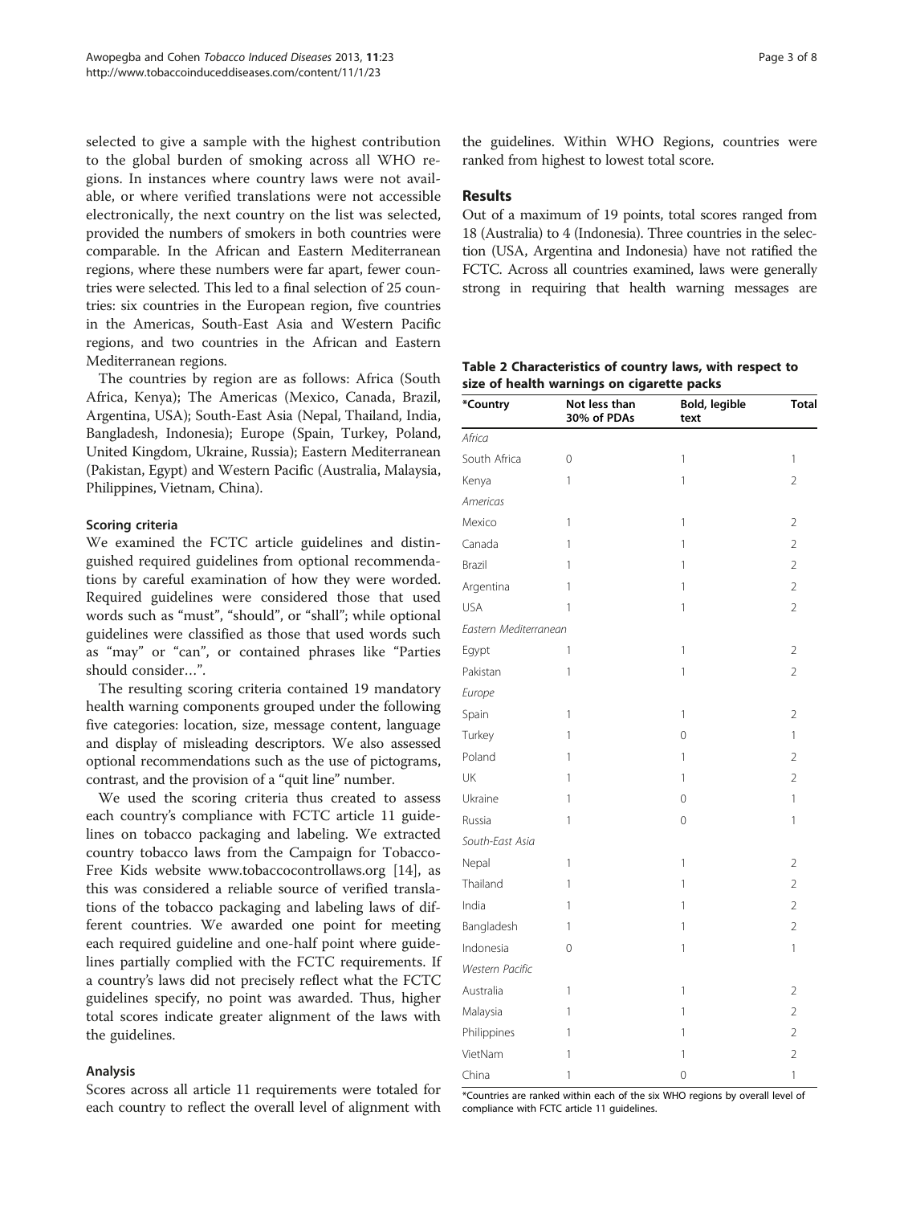selected to give a sample with the highest contribution to the global burden of smoking across all WHO regions. In instances where country laws were not available, or where verified translations were not accessible electronically, the next country on the list was selected, provided the numbers of smokers in both countries were comparable. In the African and Eastern Mediterranean regions, where these numbers were far apart, fewer countries were selected. This led to a final selection of 25 countries: six countries in the European region, five countries in the Americas, South-East Asia and Western Pacific regions, and two countries in the African and Eastern Mediterranean regions.

The countries by region are as follows: Africa (South Africa, Kenya); The Americas (Mexico, Canada, Brazil, Argentina, USA); South-East Asia (Nepal, Thailand, India, Bangladesh, Indonesia); Europe (Spain, Turkey, Poland, United Kingdom, Ukraine, Russia); Eastern Mediterranean (Pakistan, Egypt) and Western Pacific (Australia, Malaysia, Philippines, Vietnam, China).

### Scoring criteria

We examined the FCTC article guidelines and distinguished required guidelines from optional recommendations by careful examination of how they were worded. Required guidelines were considered those that used words such as "must", "should", or "shall"; while optional guidelines were classified as those that used words such as "may" or "can", or contained phrases like "Parties should consider…".

The resulting scoring criteria contained 19 mandatory health warning components grouped under the following five categories: location, size, message content, language and display of misleading descriptors. We also assessed optional recommendations such as the use of pictograms, contrast, and the provision of a "quit line" number.

We used the scoring criteria thus created to assess each country's compliance with FCTC article 11 guidelines on tobacco packaging and labeling. We extracted country tobacco laws from the Campaign for Tobacco-Free Kids website www.tobaccocontrollaws.org [14], as this was considered a reliable source of verified translations of the tobacco packaging and labeling laws of different countries. We awarded one point for meeting each required guideline and one-half point where guidelines partially complied with the FCTC requirements. If a country's laws did not precisely reflect what the FCTC guidelines specify, no point was awarded. Thus, higher total scores indicate greater alignment of the laws with the guidelines.

### Analysis

Scores across all article 11 requirements were totaled for each country to reflect the overall level of alignment with the guidelines. Within WHO Regions, countries were ranked from highest to lowest total score.

## Results

Out of a maximum of 19 points, total scores ranged from 18 (Australia) to 4 (Indonesia). Three countries in the selection (USA, Argentina and Indonesia) have not ratified the FCTC. Across all countries examined, laws were generally strong in requiring that health warning messages are

**Table 2 Characteristics of country laws, with respect to size of health warnings on cigarette packs**

| *Country | Not less than 30% of PDAs | Bold, legible text | Total |
|---|---|---|---|
| *Africa* | | | |
| South Africa | 0 | 1 | 1 |
| Kenya | 1 | 1 | 2 |
| *Americas* | | | |
| Mexico | 1 | 1 | 2 |
| Canada | 1 | 1 | 2 |
| Brazil | 1 | 1 | 2 |
| Argentina | 1 | 1 | 2 |
| USA | 1 | 1 | 2 |
| *Eastern Mediterranean* | | | |
| Egypt | 1 | 1 | 2 |
| Pakistan | 1 | 1 | 2 |
| *Europe* | | | |
| Spain | 1 | 1 | 2 |
| Turkey | 1 | 0 | 1 |
| Poland | 1 | 1 | 2 |
| UK | 1 | 1 | 2 |
| Ukraine | 1 | 0 | 1 |
| Russia | 1 | 0 | 1 |
| *South-East Asia* | | | |
| Nepal | 1 | 1 | 2 |
| Thailand | 1 | 1 | 2 |
| India | 1 | 1 | 2 |
| Bangladesh | 1 | 1 | 2 |
| Indonesia | 0 | 1 | 1 |
| *Western Pacific* | | | |
| Australia | 1 | 1 | 2 |
| Malaysia | 1 | 1 | 2 |
| Philippines | 1 | 1 | 2 |
| VietNam | 1 | 1 | 2 |
| China | 1 | 0 | 1 |

*Countries are ranked within each of the six WHO regions by overall level of compliance with FCTC article 11 guidelines.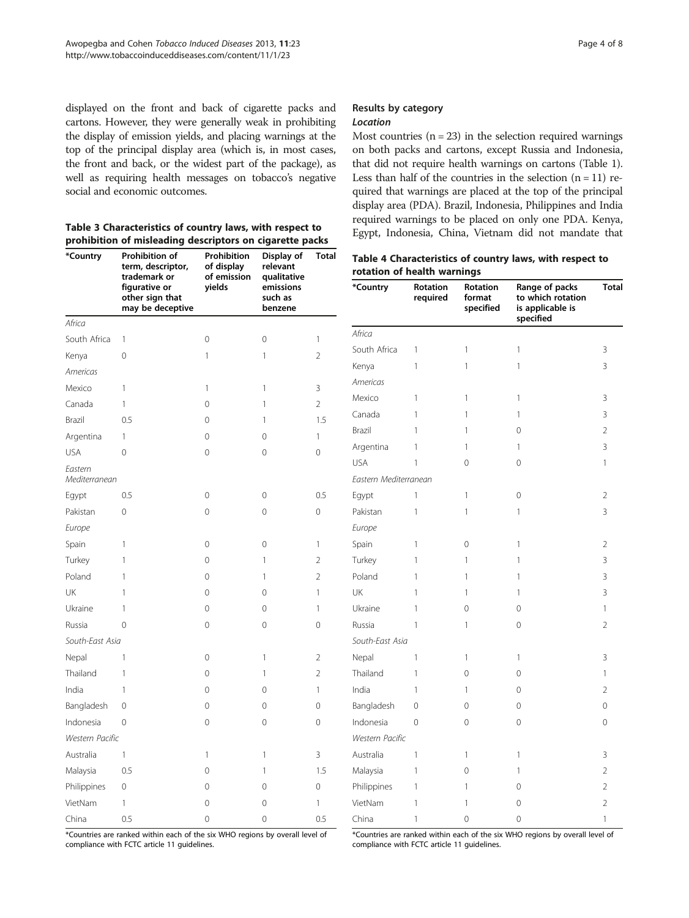displayed on the front and back of cigarette packs and cartons. However, they were generally weak in prohibiting the display of emission yields, and placing warnings at the top of the principal display area (which is, in most cases, the front and back, or the widest part of the package), as well as requiring health messages on tobacco's negative social and economic outcomes.

**Table 3 Characteristics of country laws, with respect to prohibition of misleading descriptors on cigarette packs**

| *Country | Prohibition of term, descriptor, trademark or figurative or other sign that may be deceptive | Prohibition of display of emission yields | Display of relevant qualitative emissions such as benzene | Total |
|---|---|---|---|---|
| *Africa* | | | | |
| South Africa | 1 | 0 | 0 | 1 |
| Kenya | 0 | 1 | 1 | 2 |
| *Americas* | | | | |
| Mexico | 1 | 1 | 1 | 3 |
| Canada | 1 | 0 | 1 | 2 |
| Brazil | 0.5 | 0 | 1 | 1.5 |
| Argentina | 1 | 0 | 0 | 1 |
| USA | 0 | 0 | 0 | 0 |
| *Eastern Mediterranean* | | | | |
| Egypt | 0.5 | 0 | 0 | 0.5 |
| Pakistan | 0 | 0 | 0 | 0 |
| *Europe* | | | | |
| Spain | 1 | 0 | 0 | 1 |
| Turkey | 1 | 0 | 1 | 2 |
| Poland | 1 | 0 | 1 | 2 |
| UK | 1 | 0 | 0 | 1 |
| Ukraine | 1 | 0 | 0 | 1 |
| Russia | 0 | 0 | 0 | 0 |
| *South-East Asia* | | | | |
| Nepal | 1 | 0 | 1 | 2 |
| Thailand | 1 | 0 | 1 | 2 |
| India | 1 | 0 | 0 | 1 |
| Bangladesh | 0 | 0 | 0 | 0 |
| Indonesia | 0 | 0 | 0 | 0 |
| *Western Pacific* | | | | |
| Australia | 1 | 1 | 1 | 3 |
| Malaysia | 0.5 | 0 | 1 | 1.5 |
| Philippines | 0 | 0 | 0 | 0 |
| VietNam | 1 | 0 | 0 | 1 |
| China | 0.5 | 0 | 0 | 0.5 |

*Countries are ranked within each of the six WHO regions by overall level of compliance with FCTC article 11 guidelines.

## Results by category

### *Location*

Most countries (n = 23) in the selection required warnings on both packs and cartons, except Russia and Indonesia, that did not require health warnings on cartons (Table 1). Less than half of the countries in the selection (n = 11) required that warnings are placed at the top of the principal display area (PDA). Brazil, Indonesia, Philippines and India required warnings to be placed on only one PDA. Kenya, Egypt, Indonesia, China, Vietnam did not mandate that

**Table 4 Characteristics of country laws, with respect to rotation of health warnings**

| *Country | Rotation required | Rotation format specified | Range of packs to which rotation is applicable is specified | Total |
|---|---|---|---|---|
| *Africa* | | | | |
| South Africa | 1 | 1 | 1 | 3 |
| Kenya | 1 | 1 | 1 | 3 |
| *Americas* | | | | |
| Mexico | 1 | 1 | 1 | 3 |
| Canada | 1 | 1 | 1 | 3 |
| Brazil | 1 | 1 | 0 | 2 |
| Argentina | 1 | 1 | 1 | 3 |
| USA | 1 | 0 | 0 | 1 |
| *Eastern Mediterranean* | | | | |
| Egypt | 1 | 1 | 0 | 2 |
| Pakistan | 1 | 1 | 1 | 3 |
| *Europe* | | | | |
| Spain | 1 | 0 | 1 | 2 |
| Turkey | 1 | 1 | 1 | 3 |
| Poland | 1 | 1 | 1 | 3 |
| UK | 1 | 1 | 1 | 3 |
| Ukraine | 1 | 0 | 0 | 1 |
| Russia | 1 | 1 | 0 | 2 |
| *South-East Asia* | | | | |
| Nepal | 1 | 1 | 1 | 3 |
| Thailand | 1 | 0 | 0 | 1 |
| India | 1 | 1 | 0 | 2 |
| Bangladesh | 0 | 0 | 0 | 0 |
| Indonesia | 0 | 0 | 0 | 0 |
| *Western Pacific* | | | | |
| Australia | 1 | 1 | 1 | 3 |
| Malaysia | 1 | 0 | 1 | 2 |
| Philippines | 1 | 1 | 0 | 2 |
| VietNam | 1 | 1 | 0 | 2 |
| China | 1 | 0 | 0 | 1 |

*Countries are ranked within each of the six WHO regions by overall level of compliance with FCTC article 11 guidelines.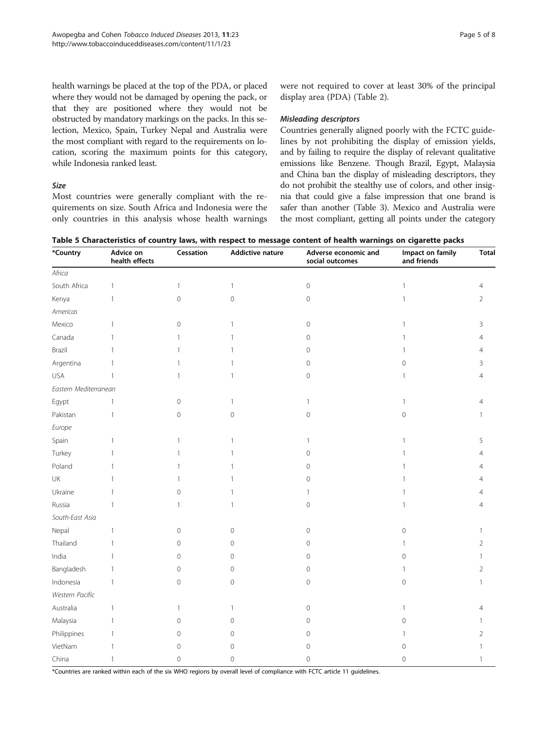health warnings be placed at the top of the PDA, or placed where they would not be damaged by opening the pack, or that they are positioned where they would not be obstructed by mandatory markings on the packs. In this selection, Mexico, Spain, Turkey Nepal and Australia were the most compliant with regard to the requirements on location, scoring the maximum points for this category, while Indonesia ranked least.

#### *Size*

Most countries were generally compliant with the requirements on size. South Africa and Indonesia were the only countries in this analysis whose health warnings were not required to cover at least 30% of the principal display area (PDA) (Table 2).

#### *Misleading descriptors*

Countries generally aligned poorly with the FCTC guidelines by not prohibiting the display of emission yields, and by failing to require the display of relevant qualitative emissions like Benzene. Though Brazil, Egypt, Malaysia and China ban the display of misleading descriptors, they do not prohibit the stealthy use of colors, and other insignia that could give a false impression that one brand is safer than another (Table 3). Mexico and Australia were the most compliant, getting all points under the category

**Table 5 Characteristics of country laws, with respect to message content of health warnings on cigarette packs**

| *Country | Advice on health effects | Cessation | Addictive nature | Adverse economic and social outcomes | Impact on family and friends | Total |
|---|---|---|---|---|---|---|
| *Africa* | | | | | | |
| South Africa | 1 | 1 | 1 | 0 | 1 | 4 |
| Kenya | 1 | 0 | 0 | 0 | 1 | 2 |
| *Americas* | | | | | | |
| Mexico | 1 | 0 | 1 | 0 | 1 | 3 |
| Canada | 1 | 1 | 1 | 0 | 1 | 4 |
| Brazil | 1 | 1 | 1 | 0 | 1 | 4 |
| Argentina | 1 | 1 | 1 | 0 | 0 | 3 |
| USA | 1 | 1 | 1 | 0 | 1 | 4 |
| *Eastern Mediterranean* | | | | | | |
| Egypt | 1 | 0 | 1 | 1 | 1 | 4 |
| Pakistan | 1 | 0 | 0 | 0 | 0 | 1 |
| *Europe* | | | | | | |
| Spain | 1 | 1 | 1 | 1 | 1 | 5 |
| Turkey | 1 | 1 | 1 | 0 | 1 | 4 |
| Poland | 1 | 1 | 1 | 0 | 1 | 4 |
| UK | 1 | 1 | 1 | 0 | 1 | 4 |
| Ukraine | 1 | 0 | 1 | 1 | 1 | 4 |
| Russia | 1 | 1 | 1 | 0 | 1 | 4 |
| *South-East Asia* | | | | | | |
| Nepal | 1 | 0 | 0 | 0 | 0 | 1 |
| Thailand | 1 | 0 | 0 | 0 | 1 | 2 |
| India | 1 | 0 | 0 | 0 | 0 | 1 |
| Bangladesh | 1 | 0 | 0 | 0 | 1 | 2 |
| Indonesia | 1 | 0 | 0 | 0 | 0 | 1 |
| *Western Pacific* | | | | | | |
| Australia | 1 | 1 | 1 | 0 | 1 | 4 |
| Malaysia | 1 | 0 | 0 | 0 | 0 | 1 |
| Philippines | 1 | 0 | 0 | 0 | 1 | 2 |
| VietNam | 1 | 0 | 0 | 0 | 0 | 1 |
| China | 1 | 0 | 0 | 0 | 0 | 1 |

*Countries are ranked within each of the six WHO regions by overall level of compliance with FCTC article 11 guidelines.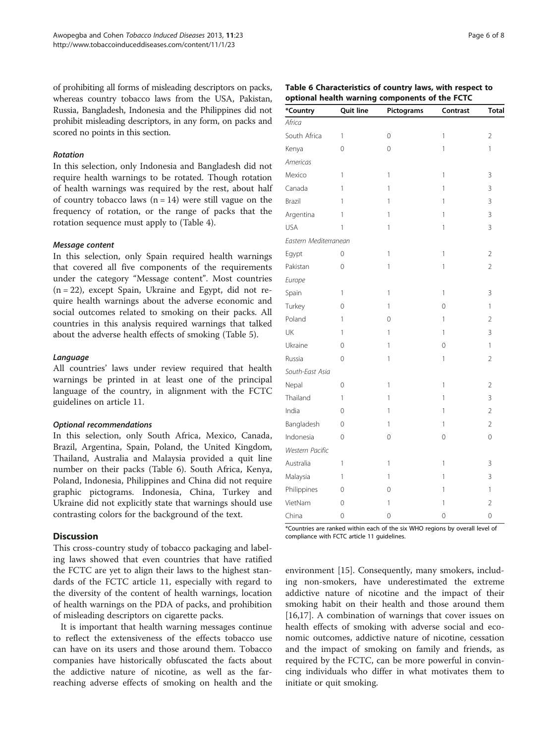of prohibiting all forms of misleading descriptors on packs, whereas country tobacco laws from the USA, Pakistan, Russia, Bangladesh, Indonesia and the Philippines did not prohibit misleading descriptors, in any form, on packs and scored no points in this section.

#### *Rotation*

In this selection, only Indonesia and Bangladesh did not require health warnings to be rotated. Though rotation of health warnings was required by the rest, about half of country tobacco laws (n = 14) were still vague on the frequency of rotation, or the range of packs that the rotation sequence must apply to (Table 4).

#### *Message content*

In this selection, only Spain required health warnings that covered all five components of the requirements under the category "Message content". Most countries (n = 22), except Spain, Ukraine and Egypt, did not require health warnings about the adverse economic and social outcomes related to smoking on their packs. All countries in this analysis required warnings that talked about the adverse health effects of smoking (Table 5).

#### *Language*

All countries' laws under review required that health warnings be printed in at least one of the principal language of the country, in alignment with the FCTC guidelines on article 11.

#### *Optional recommendations*

In this selection, only South Africa, Mexico, Canada, Brazil, Argentina, Spain, Poland, the United Kingdom, Thailand, Australia and Malaysia provided a quit line number on their packs (Table 6). South Africa, Kenya, Poland, Indonesia, Philippines and China did not require graphic pictograms. Indonesia, China, Turkey and Ukraine did not explicitly state that warnings should use contrasting colors for the background of the text.

**Table 6 Characteristics of country laws, with respect to optional health warning components of the FCTC**

| *Country | Quit line | Pictograms | Contrast | Total |
|---|---|---|---|---|
| *Africa* | | | | |
| South Africa | 1 | 0 | 1 | 2 |
| Kenya | 0 | 0 | 1 | 1 |
| *Americas* | | | | |
| Mexico | 1 | 1 | 1 | 3 |
| Canada | 1 | 1 | 1 | 3 |
| Brazil | 1 | 1 | 1 | 3 |
| Argentina | 1 | 1 | 1 | 3 |
| USA | 1 | 1 | 1 | 3 |
| *Eastern Mediterranean* | | | | |
| Egypt | 0 | 1 | 1 | 2 |
| Pakistan | 0 | 1 | 1 | 2 |
| *Europe* | | | | |
| Spain | 1 | 1 | 1 | 3 |
| Turkey | 0 | 1 | 0 | 1 |
| Poland | 1 | 0 | 1 | 2 |
| UK | 1 | 1 | 1 | 3 |
| Ukraine | 0 | 1 | 0 | 1 |
| Russia | 0 | 1 | 1 | 2 |
| *South-East Asia* | | | | |
| Nepal | 0 | 1 | 1 | 2 |
| Thailand | 1 | 1 | 1 | 3 |
| India | 0 | 1 | 1 | 2 |
| Bangladesh | 0 | 1 | 1 | 2 |
| Indonesia | 0 | 0 | 0 | 0 |
| *Western Pacific* | | | | |
| Australia | 1 | 1 | 1 | 3 |
| Malaysia | 1 | 1 | 1 | 3 |
| Philippines | 0 | 0 | 1 | 1 |
| VietNam | 0 | 1 | 1 | 2 |
| China | 0 | 0 | 0 | 0 |

*Countries are ranked within each of the six WHO regions by overall level of compliance with FCTC article 11 guidelines.

## Discussion

This cross-country study of tobacco packaging and labeling laws showed that even countries that have ratified the FCTC are yet to align their laws to the highest standards of the FCTC article 11, especially with regard to the diversity of the content of health warnings, location of health warnings on the PDA of packs, and prohibition of misleading descriptors on cigarette packs.

It is important that health warning messages continue to reflect the extensiveness of the effects tobacco use can have on its users and those around them. Tobacco companies have historically obfuscated the facts about the addictive nature of nicotine, as well as the far-reaching adverse effects of smoking on health and the environment [15]. Consequently, many smokers, including non-smokers, have underestimated the extreme addictive nature of nicotine and the impact of their smoking habit on their health and those around them [16,17]. A combination of warnings that cover issues on health effects of smoking with adverse social and economic outcomes, addictive nature of nicotine, cessation and the impact of smoking on family and friends, as required by the FCTC, can be more powerful in convincing individuals who differ in what motivates them to initiate or quit smoking.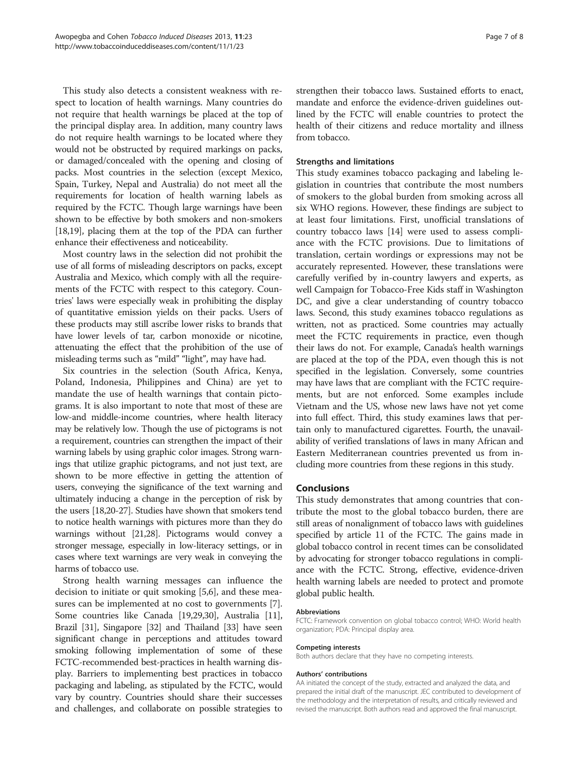This study also detects a consistent weakness with respect to location of health warnings. Many countries do not require that health warnings be placed at the top of the principal display area. In addition, many country laws do not require health warnings to be located where they would not be obstructed by required markings on packs, or damaged/concealed with the opening and closing of packs. Most countries in the selection (except Mexico, Spain, Turkey, Nepal and Australia) do not meet all the requirements for location of health warning labels as required by the FCTC. Though large warnings have been shown to be effective by both smokers and non-smokers [18,19], placing them at the top of the PDA can further enhance their effectiveness and noticeability.

Most country laws in the selection did not prohibit the use of all forms of misleading descriptors on packs, except Australia and Mexico, which comply with all the requirements of the FCTC with respect to this category. Countries' laws were especially weak in prohibiting the display of quantitative emission yields on their packs. Users of these products may still ascribe lower risks to brands that have lower levels of tar, carbon monoxide or nicotine, attenuating the effect that the prohibition of the use of misleading terms such as "mild" "light", may have had.

Six countries in the selection (South Africa, Kenya, Poland, Indonesia, Philippines and China) are yet to mandate the use of health warnings that contain pictograms. It is also important to note that most of these are low-and middle-income countries, where health literacy may be relatively low. Though the use of pictograms is not a requirement, countries can strengthen the impact of their warning labels by using graphic color images. Strong warnings that utilize graphic pictograms, and not just text, are shown to be more effective in getting the attention of users, conveying the significance of the text warning and ultimately inducing a change in the perception of risk by the users [18,20-27]. Studies have shown that smokers tend to notice health warnings with pictures more than they do warnings without [21,28]. Pictograms would convey a stronger message, especially in low-literacy settings, or in cases where text warnings are very weak in conveying the harms of tobacco use.

Strong health warning messages can influence the decision to initiate or quit smoking [5,6], and these measures can be implemented at no cost to governments [7]. Some countries like Canada [19,29,30], Australia [11], Brazil [31], Singapore [32] and Thailand [33] have seen significant change in perceptions and attitudes toward smoking following implementation of some of these FCTC-recommended best-practices in health warning display. Barriers to implementing best practices in tobacco packaging and labeling, as stipulated by the FCTC, would vary by country. Countries should share their successes and challenges, and collaborate on possible strategies to strengthen their tobacco laws. Sustained efforts to enact, mandate and enforce the evidence-driven guidelines outlined by the FCTC will enable countries to protect the health of their citizens and reduce mortality and illness from tobacco.

### Strengths and limitations

This study examines tobacco packaging and labeling legislation in countries that contribute the most numbers of smokers to the global burden from smoking across all six WHO regions. However, these findings are subject to at least four limitations. First, unofficial translations of country tobacco laws [14] were used to assess compliance with the FCTC provisions. Due to limitations of translation, certain wordings or expressions may not be accurately represented. However, these translations were carefully verified by in-country lawyers and experts, as well Campaign for Tobacco-Free Kids staff in Washington DC, and give a clear understanding of country tobacco laws. Second, this study examines tobacco regulations as written, not as practiced. Some countries may actually meet the FCTC requirements in practice, even though their laws do not. For example, Canada's health warnings are placed at the top of the PDA, even though this is not specified in the legislation. Conversely, some countries may have laws that are compliant with the FCTC requirements, but are not enforced. Some examples include Vietnam and the US, whose new laws have not yet come into full effect. Third, this study examines laws that pertain only to manufactured cigarettes. Fourth, the unavailability of verified translations of laws in many African and Eastern Mediterranean countries prevented us from including more countries from these regions in this study.

## Conclusions

This study demonstrates that among countries that contribute the most to the global tobacco burden, there are still areas of nonalignment of tobacco laws with guidelines specified by article 11 of the FCTC. The gains made in global tobacco control in recent times can be consolidated by advocating for stronger tobacco regulations in compliance with the FCTC. Strong, effective, evidence-driven health warning labels are needed to protect and promote global public health.

#### Abbreviations

FCTC: Framework convention on global tobacco control; WHO: World health organization; PDA: Principal display area.

#### Competing interests

Both authors declare that they have no competing interests.

#### Authors' contributions

AA initiated the concept of the study, extracted and analyzed the data, and prepared the initial draft of the manuscript. JEC contributed to development of the methodology and the interpretation of results, and critically reviewed and revised the manuscript. Both authors read and approved the final manuscript.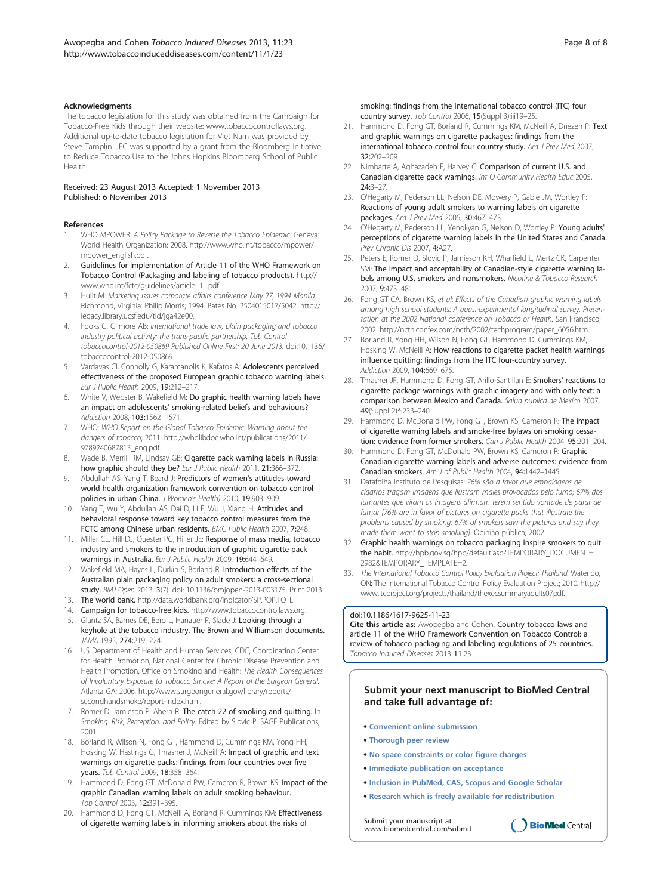## Acknowledgments

The tobacco legislation for this study was obtained from the Campaign for Tobacco-Free Kids through their website: www.tobaccocontrollaws.org. Additional up-to-date tobacco legislation for Viet Nam was provided by Steve Tamplin. JEC was supported by a grant from the Bloomberg Initiative to Reduce Tobacco Use to the Johns Hopkins Bloomberg School of Public Health.

Received: 23 August 2013 Accepted: 1 November 2013
Published: 6 November 2013

## References

1. WHO MPOWER: *A Policy Package to Reverse the Tobacco Epidemic*. Geneva: World Health Organization; 2008. http://www.who.int/tobacco/mpower/mpower_english.pdf.
2. Guidelines for Implementation of Article 11 of the WHO Framework on Tobacco Control (Packaging and labeling of tobacco products). http://www.who.int/fctc/guidelines/article_11.pdf.
3. Hulit M: *Marketing issues corporate affairs conference May 27, 1994 Manila*. Richmond, Virginia: Philip Morris; 1994. Bates No. 2504015017/5042. http://legacy.library.ucsf.edu/tid/jga42e00.
4. Fooks G, Gilmore AB: *International trade law, plain packaging and tobacco industry political activity: the trans-pacific partnership. Tob Control tobaccocontrol-2012-050869 Published Online First: 20 June 2013*. doi:10.1136/tobaccocontrol-2012-050869.
5. Vardavas CI, Connolly G, Karamanolis K, Kafatos A: Adolescents perceived effectiveness of the proposed European graphic tobacco warning labels. *Eur J Public Health* 2009, **19**:212–217.
6. White V, Webster B, Wakefield M: Do graphic health warning labels have an impact on adolescents' smoking-related beliefs and behaviours? *Addiction* 2008, **103**:1562–1571.
7. WHO: *WHO Report on the Global Tobacco Epidemic: Warning about the dangers of tobacco*; 2011. http://whqlibdoc.who.int/publications/2011/9789240687813_eng.pdf.
8. Wade B, Merrill RM, Lindsay GB: Cigarette pack warning labels in Russia: how graphic should they be? *Eur J Public Health* 2011, **21**:366–372.
9. Abdullah AS, Yang T, Beard J: Predictors of women's attitudes toward world health organization framework convention on tobacco control policies in urban China. *J Women's Health)* 2010, **19**:903–909.
10. Yang T, Wu Y, Abdullah AS, Dai D, Li F, Wu J, Xiang H: Attitudes and behavioral response toward key tobacco control measures from the FCTC among Chinese urban residents. *BMC Public Health* 2007, **7**:248.
11. Miller CL, Hill DJ, Quester PG, Hiller JE: Response of mass media, tobacco industry and smokers to the introduction of graphic cigarette pack warnings in Australia. *Eur J Public Health* 2009, **19**:644–649.
12. Wakefield MA, Hayes L, Durkin S, Borland R: Introduction effects of the Australian plain packaging policy on adult smokers: a cross-sectional study. *BMJ Open* 2013, **3**(7). doi: 10.1136/bmjopen-2013-003175. Print 2013.
13. The world bank. http://data.worldbank.org/indicator/SP.POP.TOTL.
14. Campaign for tobacco-free kids. http://www.tobaccocontrollaws.org.
15. Glantz SA, Barnes DE, Bero L, Hanauer P, Slade J: Looking through a keyhole at the tobacco industry. The Brown and Williamson documents. *JAMA* 1995, **274**:219–224.
16. US Department of Health and Human Services, CDC, Coordinating Center for Health Promotion, National Center for Chronic Disease Prevention and Health Promotion, Office on Smoking and Health: *The Health Consequences of Involuntary Exposure to Tobacco Smoke: A Report of the Surgeon General*. Atlanta GA; 2006. http://www.surgeongeneral.gov/library/reports/secondhandsmoke/report-index.html.
17. Romer D, Jamieson P, Ahern R: The catch 22 of smoking and quitting. In *Smoking: Risk, Perception, and Policy*. Edited by Slovic P. SAGE Publications; 2001.
18. Borland R, Wilson N, Fong GT, Hammond D, Cummings KM, Yong HH, Hosking W, Hastings G, Thrasher J, McNeill A: Impact of graphic and text warnings on cigarette packs: findings from four countries over five years. *Tob Control* 2009, **18**:358–364.
19. Hammond D, Fong GT, McDonald PW, Cameron R, Brown KS: Impact of the graphic Canadian warning labels on adult smoking behaviour. *Tob Control* 2003, **12**:391–395.
20. Hammond D, Fong GT, McNeill A, Borland R, Cummings KM: Effectiveness of cigarette warning labels in informing smokers about the risks of smoking: findings from the international tobacco control (ITC) four country survey. *Tob Control* 2006, **15**(Suppl 3):iii19–25.
21. Hammond D, Fong GT, Borland R, Cummings KM, McNeill A, Driezen P: Text and graphic warnings on cigarette packages: findings from the international tobacco control four country study. *Am J Prev Med* 2007, **32**:202–209.
22. Nimbarte A, Aghazadeh F, Harvey C: Comparison of current U.S. and Canadian cigarette pack warnings. *Int Q Community Health Educ* 2005, **24**:3–27.
23. O'Hegarty M, Pederson LL, Nelson DE, Mowery P, Gable JM, Wortley P: Reactions of young adult smokers to warning labels on cigarette packages. *Am J Prev Med* 2006, **30**:467–473.
24. O'Hegarty M, Pederson LL, Yenokyan G, Nelson D, Wortley P: Young adults' perceptions of cigarette warning labels in the United States and Canada. *Prev Chronic Dis* 2007, **4**:A27.
25. Peters E, Romer D, Slovic P, Jamieson KH, Wharfield L, Mertz CK, Carpenter SM: The impact and acceptability of Canadian-style cigarette warning labels among U.S. smokers and nonsmokers. *Nicotine & Tobacco Research* 2007, **9**:473–481.
26. Fong GT CA, Brown KS, *et al*: *Effects of the Canadian graphic warning labels among high school students: A quasi-experimental longitudinal survey. Presentation at the 2002 National conference on Tobacco or Health*. San Francisco; 2002. http://ncth.confex.com/ncth/2002/techprogram/paper_6056.htm.
27. Borland R, Yong HH, Wilson N, Fong GT, Hammond D, Cummings KM, Hosking W, McNeill A: How reactions to cigarette packet health warnings influence quitting: findings from the ITC four-country survey. *Addiction* 2009, **104**:669–675.
28. Thrasher JF, Hammond D, Fong GT, Arillo-Santillan E: Smokers' reactions to cigarette package warnings with graphic imagery and with only text: a comparison between Mexico and Canada. *Salud publica de Mexico* 2007, **49**(Suppl 2):S233–240.
29. Hammond D, McDonald PW, Fong GT, Brown KS, Cameron R: The impact of cigarette warning labels and smoke-free bylaws on smoking cessation: evidence from former smokers. *Can J Public Health* 2004, **95**:201–204.
30. Hammond D, Fong GT, McDonald PW, Brown KS, Cameron R: Graphic Canadian cigarette warning labels and adverse outcomes: evidence from Canadian smokers. *Am J of Public Health* 2004, **94**:1442–1445.
31. Datafolha Instituto de Pesquisas: *76% são a favor que embalagens de cigarros tragam imagens que ilustram males provocados pelo fumo; 67% dos fumantes que viram as imagens afirmam terem sentido vontade de parar de fumar [76% are in favor of pictures on cigarette packs that illustrate the problems caused by smoking; 67% of smokers saw the pictures and say they made them want to stop smoking]*. Opinião pública; 2002.
32. Graphic health warnings on tobacco packaging inspire smokers to quit the habit. http://hpb.gov.sg/hpb/default.asp?TEMPORARY_DOCUMENT=2982&TEMPORARY_TEMPLATE=2.
33. *The International Tobacco Control Policy Evaluation Project: Thailand*. Waterloo, ON: The International Tobacco Control Policy Evaluation Project; 2010. http://www.itcproject.org/projects/thailand/thexecsummaryadults07pdf.

doi:10.1186/1617-9625-11-23

**Cite this article as:** Awopegba and Cohen: Country tobacco laws and article 11 of the WHO Framework Convention on Tobacco Control: a review of tobacco packaging and labeling regulations of 25 countries. *Tobacco Induced Diseases* 2013 **11**:23.

**Submit your next manuscript to BioMed Central and take full advantage of:**

- Convenient online submission
- Thorough peer review
- No space constraints or color figure charges
- Immediate publication on acceptance
- Inclusion in PubMed, CAS, Scopus and Google Scholar
- Research which is freely available for redistribution

Submit your manuscript at www.biomedcentral.com/submit

BioMed Central